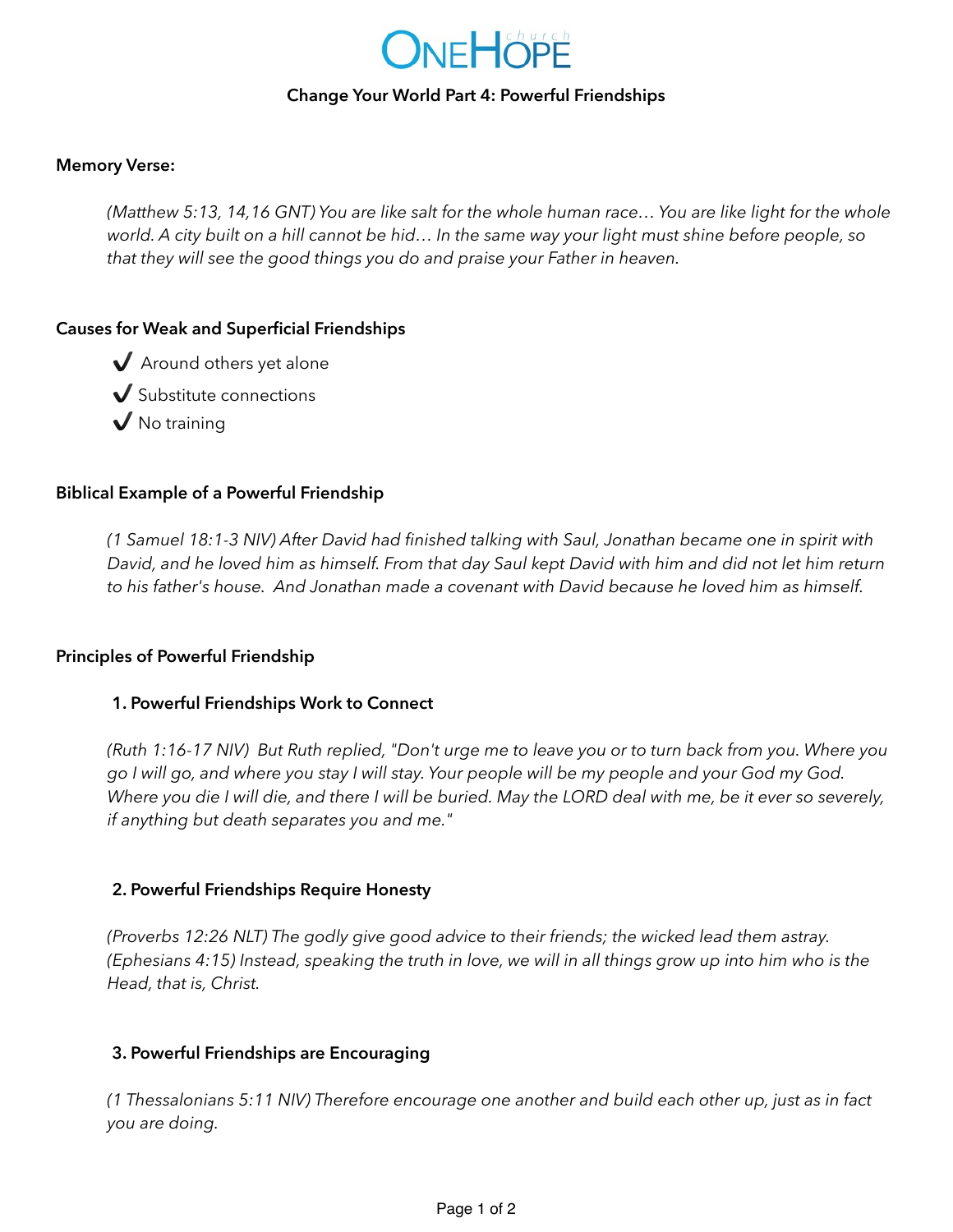# OneHope church

## Change Your World Part 4: Powerful Friendships

**Memory Verse:**

*(Matthew 5:13, 14,16 GNT) You are like salt for the whole human race… You are like light for the whole world. A city built on a hill cannot be hid… In the same way your light must shine before people, so that they will see the good things you do and praise your Father in heaven.*

**Causes for Weak and Superficial Friendships**

- ✔ Around others yet alone
- ✔ Substitute connections
- ✔ No training

**Biblical Example of a Powerful Friendship**

*(1 Samuel 18:1-3 NIV) After David had finished talking with Saul, Jonathan became one in spirit with David, and he loved him as himself. From that day Saul kept David with him and did not let him return to his father's house. And Jonathan made a covenant with David because he loved him as himself.*

**Principles of Powerful Friendship**

**1. Powerful Friendships Work to Connect**

*(Ruth 1:16-17 NIV) But Ruth replied, "Don't urge me to leave you or to turn back from you. Where you go I will go, and where you stay I will stay. Your people will be my people and your God my God. Where you die I will die, and there I will be buried. May the LORD deal with me, be it ever so severely, if anything but death separates you and me."*

**2. Powerful Friendships Require Honesty**

*(Proverbs 12:26 NLT) The godly give good advice to their friends; the wicked lead them astray.*
*(Ephesians 4:15) Instead, speaking the truth in love, we will in all things grow up into him who is the Head, that is, Christ.*

**3. Powerful Friendships are Encouraging**

*(1 Thessalonians 5:11 NIV) Therefore encourage one another and build each other up, just as in fact you are doing.*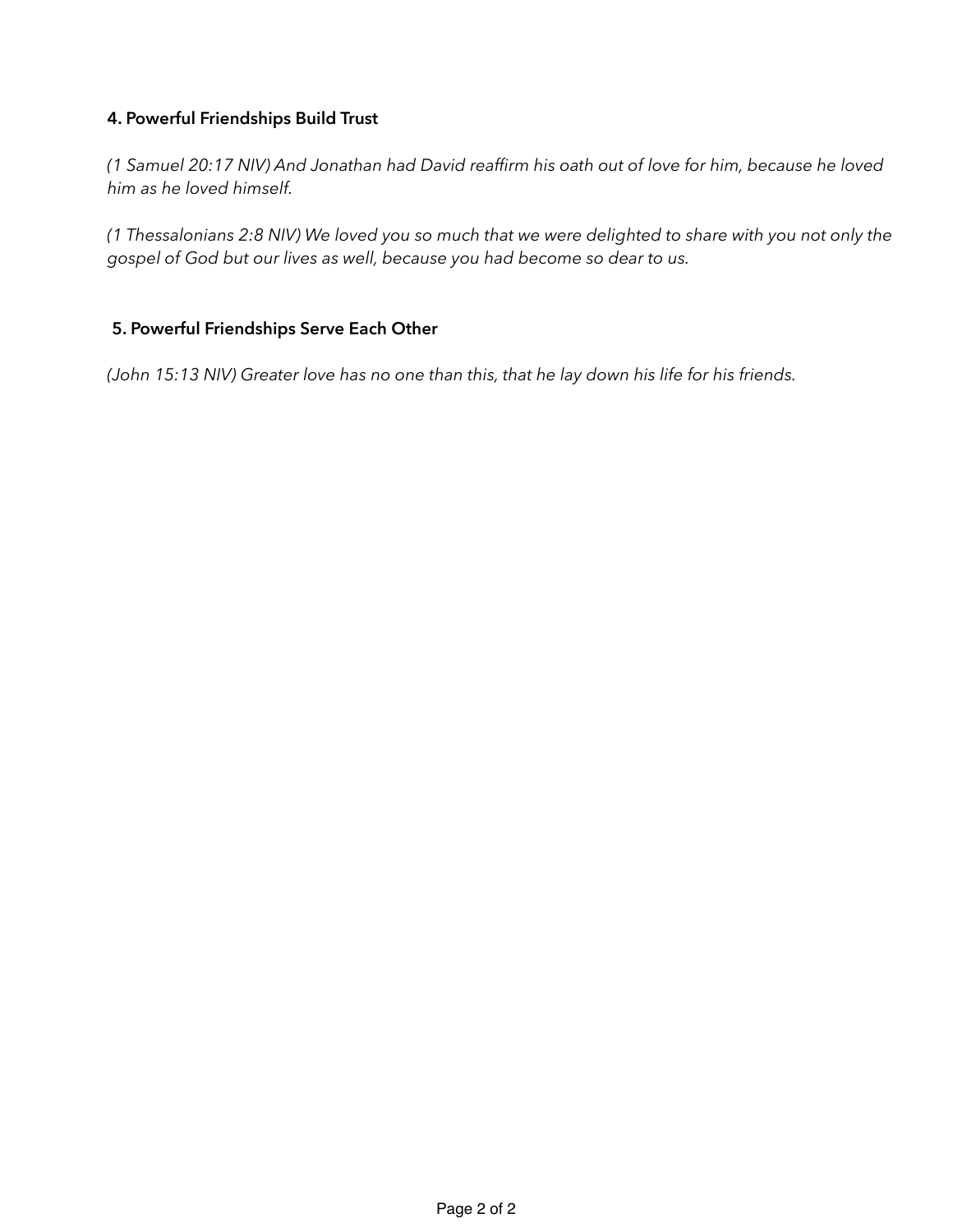**4. Powerful Friendships Build Trust**

*(1 Samuel 20:17 NIV) And Jonathan had David reaffirm his oath out of love for him, because he loved him as he loved himself.*

*(1 Thessalonians 2:8 NIV) We loved you so much that we were delighted to share with you not only the gospel of God but our lives as well, because you had become so dear to us.*

**5. Powerful Friendships Serve Each Other**

*(John 15:13 NIV) Greater love has no one than this, that he lay down his life for his friends.*